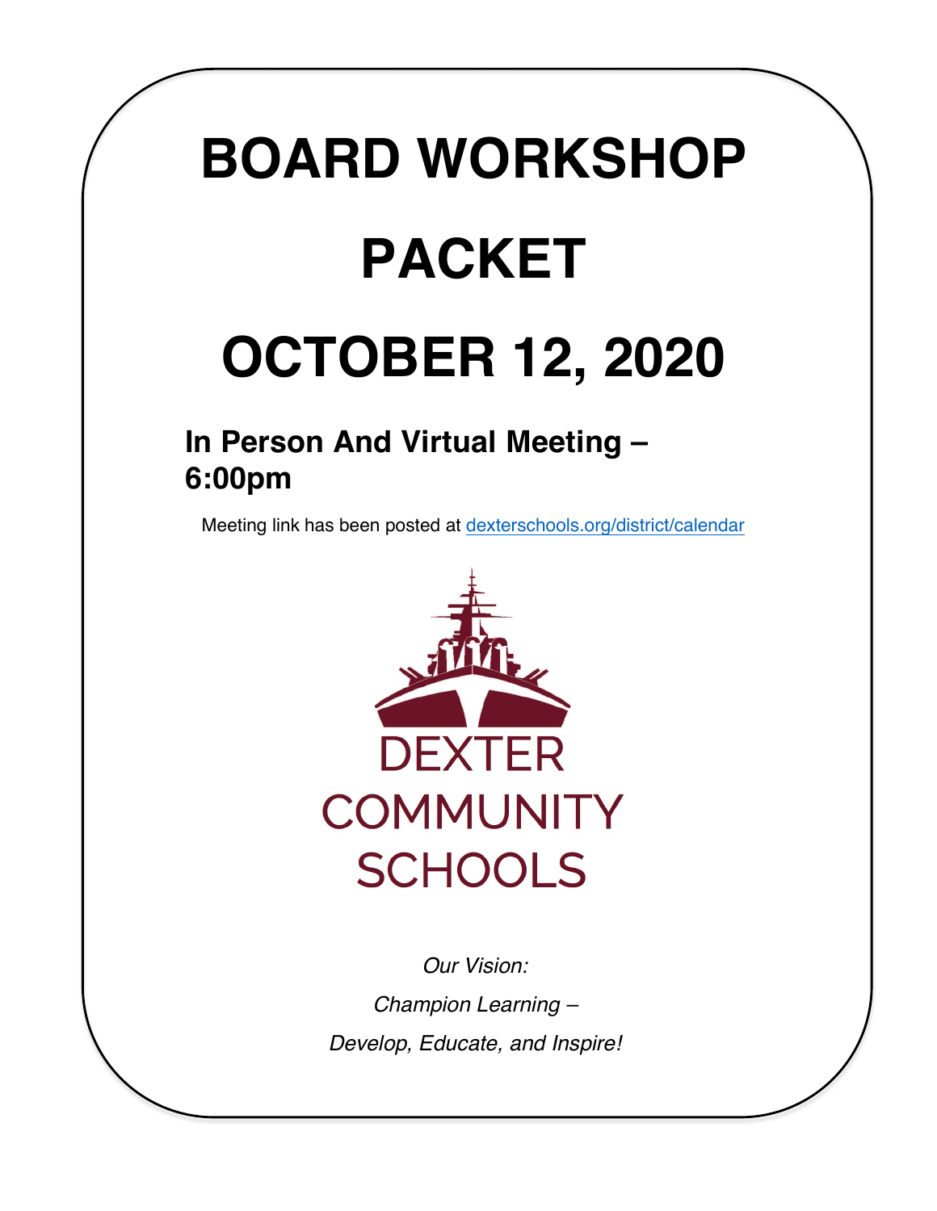# BOARD WORKSHOP PACKET

# OCTOBER 12, 2020

## In Person And Virtual Meeting – 6:00pm

Meeting link has been posted at dexterschools.org/district/calendar

DEXTER COMMUNITY SCHOOLS

*Our Vision:*

*Champion Learning –*

*Develop, Educate, and Inspire!*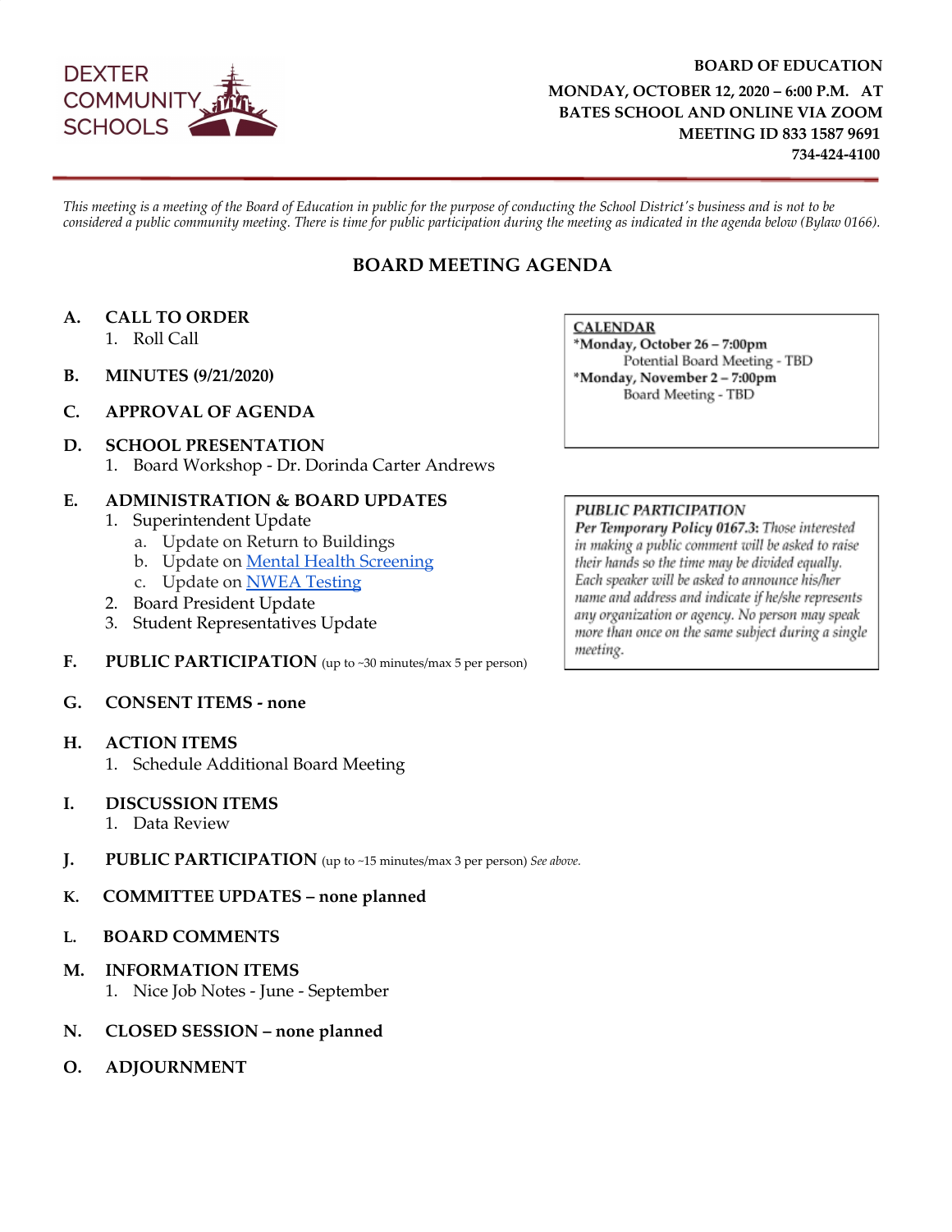DEXTER COMMUNITY SCHOOLS

**BOARD OF EDUCATION**
**MONDAY, OCTOBER 12, 2020 – 6:00 P.M. AT BATES SCHOOL AND ONLINE VIA ZOOM**
**MEETING ID 833 1587 9691**
**734-424-4100**

*This meeting is a meeting of the Board of Education in public for the purpose of conducting the School District's business and is not to be considered a public community meeting. There is time for public participation during the meeting as indicated in the agenda below (Bylaw 0166).*

## BOARD MEETING AGENDA

**A. CALL TO ORDER**
1. Roll Call

**B. MINUTES (9/21/2020)**

**C. APPROVAL OF AGENDA**

**D. SCHOOL PRESENTATION**
1. Board Workshop - Dr. Dorinda Carter Andrews

**E. ADMINISTRATION & BOARD UPDATES**
1. Superintendent Update
   a. Update on Return to Buildings
   b. Update on Mental Health Screening
   c. Update on NWEA Testing
2. Board President Update
3. Student Representatives Update

**F. PUBLIC PARTICIPATION** (up to ~30 minutes/max 5 per person)

**G. CONSENT ITEMS - none**

**H. ACTION ITEMS**
1. Schedule Additional Board Meeting

**I. DISCUSSION ITEMS**
1. Data Review

**J. PUBLIC PARTICIPATION** (up to ~15 minutes/max 3 per person) *See above.*

**K. COMMITTEE UPDATES – none planned**

**L. BOARD COMMENTS**

**M. INFORMATION ITEMS**
1. Nice Job Notes - June - September

**N. CLOSED SESSION – none planned**

**O. ADJOURNMENT**

**CALENDAR**
**\*Monday, October 26 – 7:00pm**
Potential Board Meeting - TBD
**\*Monday, November 2 – 7:00pm**
Board Meeting - TBD

***PUBLIC PARTICIPATION***
***Per Temporary Policy 0167.3:*** *Those interested in making a public comment will be asked to raise their hands so the time may be divided equally. Each speaker will be asked to announce his/her name and address and indicate if he/she represents any organization or agency. No person may speak more than once on the same subject during a single meeting.*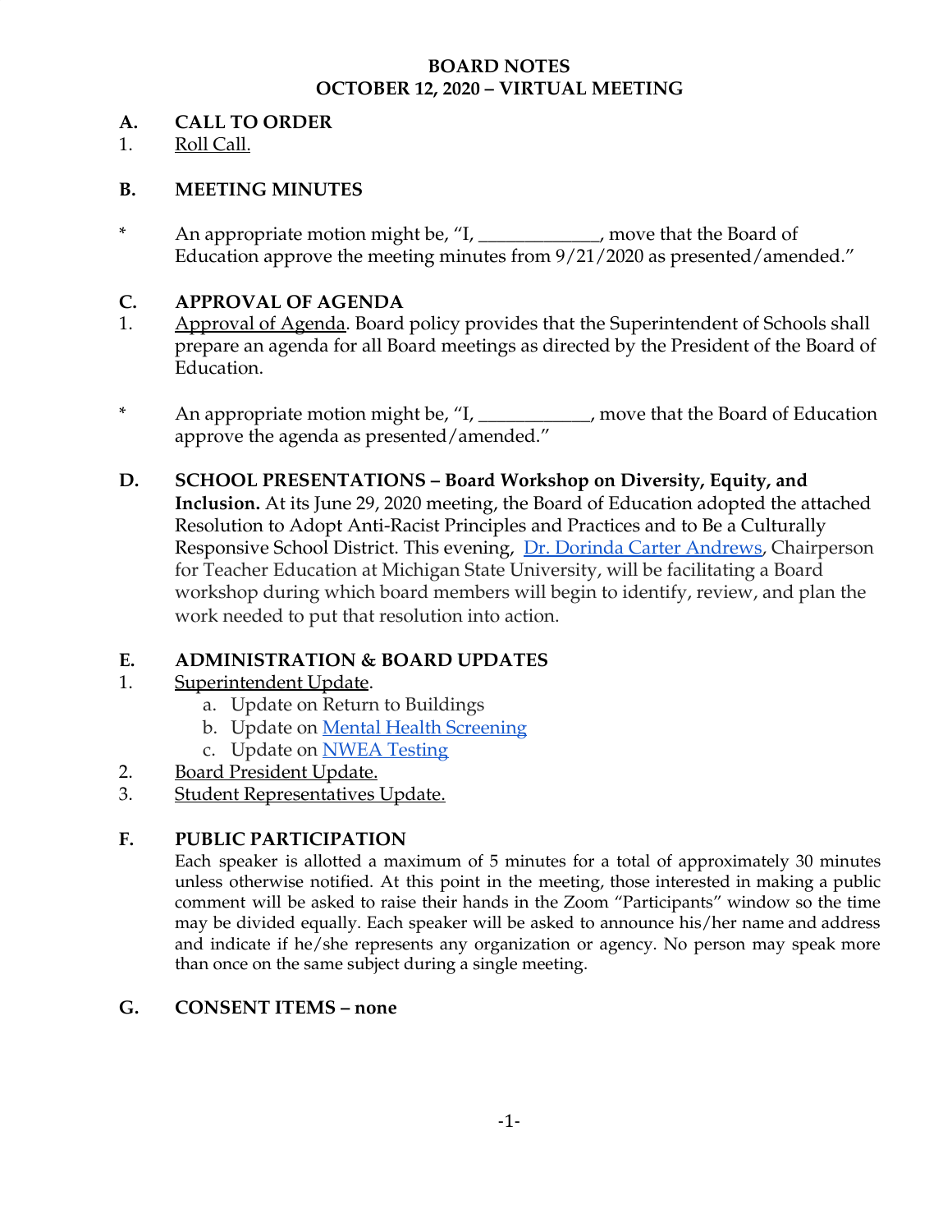# BOARD NOTES
## OCTOBER 12, 2020 – VIRTUAL MEETING

### A. CALL TO ORDER

1. Roll Call.

### B. MEETING MINUTES

\* An appropriate motion might be, "I, ____________, move that the Board of Education approve the meeting minutes from 9/21/2020 as presented/amended."

### C. APPROVAL OF AGENDA

1. Approval of Agenda. Board policy provides that the Superintendent of Schools shall prepare an agenda for all Board meetings as directed by the President of the Board of Education.

\* An appropriate motion might be, "I, ___________, move that the Board of Education approve the agenda as presented/amended."

### D. SCHOOL PRESENTATIONS – Board Workshop on Diversity, Equity, and Inclusion.

At its June 29, 2020 meeting, the Board of Education adopted the attached Resolution to Adopt Anti-Racist Principles and Practices and to Be a Culturally Responsive School District. This evening, Dr. Dorinda Carter Andrews, Chairperson for Teacher Education at Michigan State University, will be facilitating a Board workshop during which board members will begin to identify, review, and plan the work needed to put that resolution into action.

### E. ADMINISTRATION & BOARD UPDATES

1. Superintendent Update.
   a. Update on Return to Buildings
   b. Update on Mental Health Screening
   c. Update on NWEA Testing
2. Board President Update.
3. Student Representatives Update.

### F. PUBLIC PARTICIPATION

Each speaker is allotted a maximum of 5 minutes for a total of approximately 30 minutes unless otherwise notified. At this point in the meeting, those interested in making a public comment will be asked to raise their hands in the Zoom "Participants" window so the time may be divided equally. Each speaker will be asked to announce his/her name and address and indicate if he/she represents any organization or agency. No person may speak more than once on the same subject during a single meeting.

### G. CONSENT ITEMS – none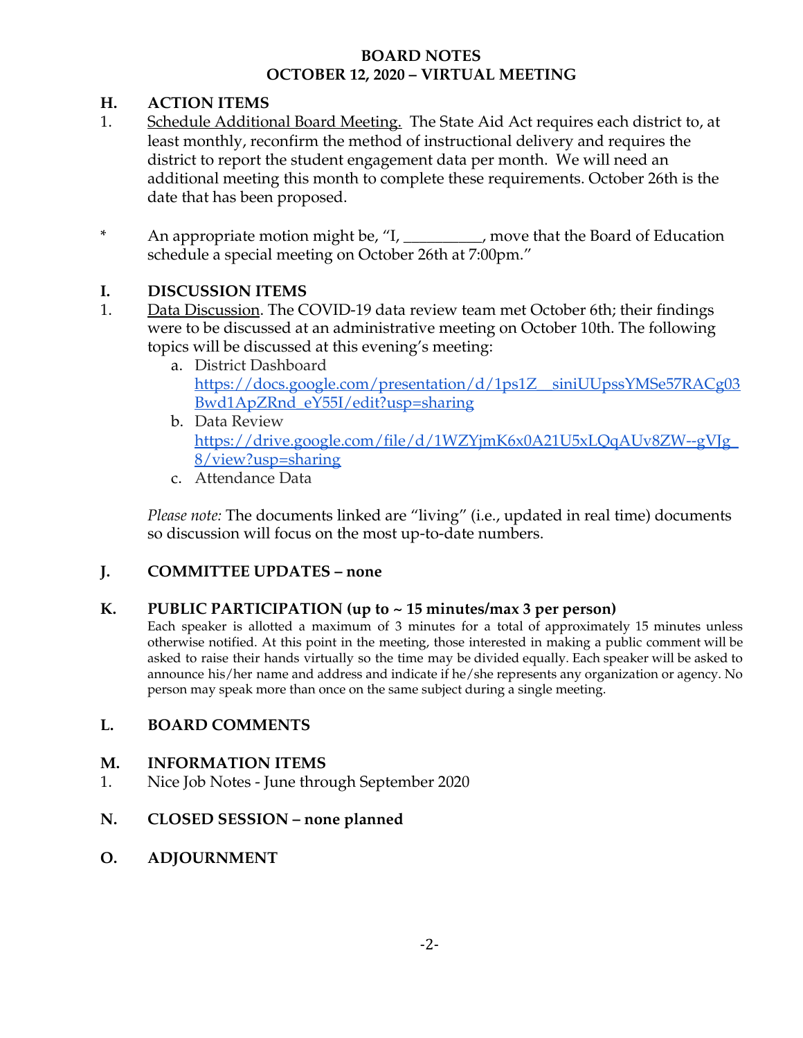# BOARD NOTES
# OCTOBER 12, 2020 – VIRTUAL MEETING

## H. ACTION ITEMS

1. Schedule Additional Board Meeting. The State Aid Act requires each district to, at least monthly, reconfirm the method of instructional delivery and requires the district to report the student engagement data per month. We will need an additional meeting this month to complete these requirements. October 26th is the date that has been proposed.

* An appropriate motion might be, "I, __________, move that the Board of Education schedule a special meeting on October 26th at 7:00pm."

## I. DISCUSSION ITEMS

1. Data Discussion. The COVID-19 data review team met October 6th; their findings were to be discussed at an administrative meeting on October 10th. The following topics will be discussed at this evening's meeting:
   a. District Dashboard
   https://docs.google.com/presentation/d/1ps1Z__siniUUpssYMSe57RACg03Bwd1ApZRnd_eY55I/edit?usp=sharing
   b. Data Review
   https://drive.google.com/file/d/1WZYjmK6x0A21U5xLQqAUv8ZW--gVJg_8/view?usp=sharing
   c. Attendance Data

   *Please note:* The documents linked are "living" (i.e., updated in real time) documents so discussion will focus on the most up-to-date numbers.

## J. COMMITTEE UPDATES – none

## K. PUBLIC PARTICIPATION (up to ~ 15 minutes/max 3 per person)

Each speaker is allotted a maximum of 3 minutes for a total of approximately 15 minutes unless otherwise notified. At this point in the meeting, those interested in making a public comment will be asked to raise their hands virtually so the time may be divided equally. Each speaker will be asked to announce his/her name and address and indicate if he/she represents any organization or agency. No person may speak more than once on the same subject during a single meeting.

## L. BOARD COMMENTS

## M. INFORMATION ITEMS

1. Nice Job Notes - June through September 2020

## N. CLOSED SESSION – none planned

## O. ADJOURNMENT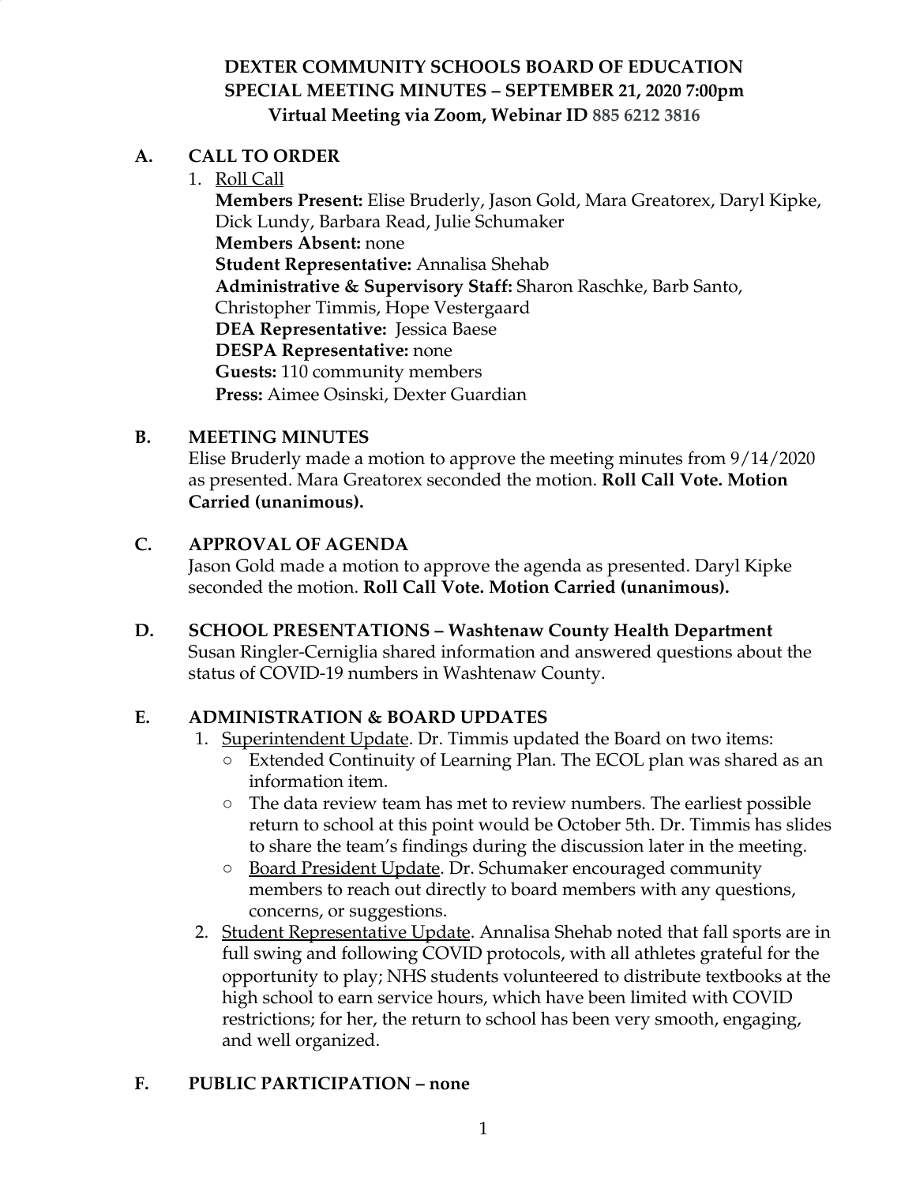# DEXTER COMMUNITY SCHOOLS BOARD OF EDUCATION
# SPECIAL MEETING MINUTES – SEPTEMBER 21, 2020 7:00pm
## Virtual Meeting via Zoom, Webinar ID 885 6212 3816

## A. CALL TO ORDER

1. Roll Call
   **Members Present:** Elise Bruderly, Jason Gold, Mara Greatorex, Daryl Kipke, Dick Lundy, Barbara Read, Julie Schumaker
   **Members Absent:** none
   **Student Representative:** Annalisa Shehab
   **Administrative & Supervisory Staff:** Sharon Raschke, Barb Santo, Christopher Timmis, Hope Vestergaard
   **DEA Representative:** Jessica Baese
   **DESPA Representative:** none
   **Guests:** 110 community members
   **Press:** Aimee Osinski, Dexter Guardian

## B. MEETING MINUTES

Elise Bruderly made a motion to approve the meeting minutes from 9/14/2020 as presented. Mara Greatorex seconded the motion. **Roll Call Vote. Motion Carried (unanimous).**

## C. APPROVAL OF AGENDA

Jason Gold made a motion to approve the agenda as presented. Daryl Kipke seconded the motion. **Roll Call Vote. Motion Carried (unanimous).**

## D. SCHOOL PRESENTATIONS – Washtenaw County Health Department

Susan Ringler-Cerniglia shared information and answered questions about the status of COVID-19 numbers in Washtenaw County.

## E. ADMINISTRATION & BOARD UPDATES

1. Superintendent Update. Dr. Timmis updated the Board on two items:
   - Extended Continuity of Learning Plan. The ECOL plan was shared as an information item.
   - The data review team has met to review numbers. The earliest possible return to school at this point would be October 5th. Dr. Timmis has slides to share the team's findings during the discussion later in the meeting.
   - Board President Update. Dr. Schumaker encouraged community members to reach out directly to board members with any questions, concerns, or suggestions.
2. Student Representative Update. Annalisa Shehab noted that fall sports are in full swing and following COVID protocols, with all athletes grateful for the opportunity to play; NHS students volunteered to distribute textbooks at the high school to earn service hours, which have been limited with COVID restrictions; for her, the return to school has been very smooth, engaging, and well organized.

## F. PUBLIC PARTICIPATION – none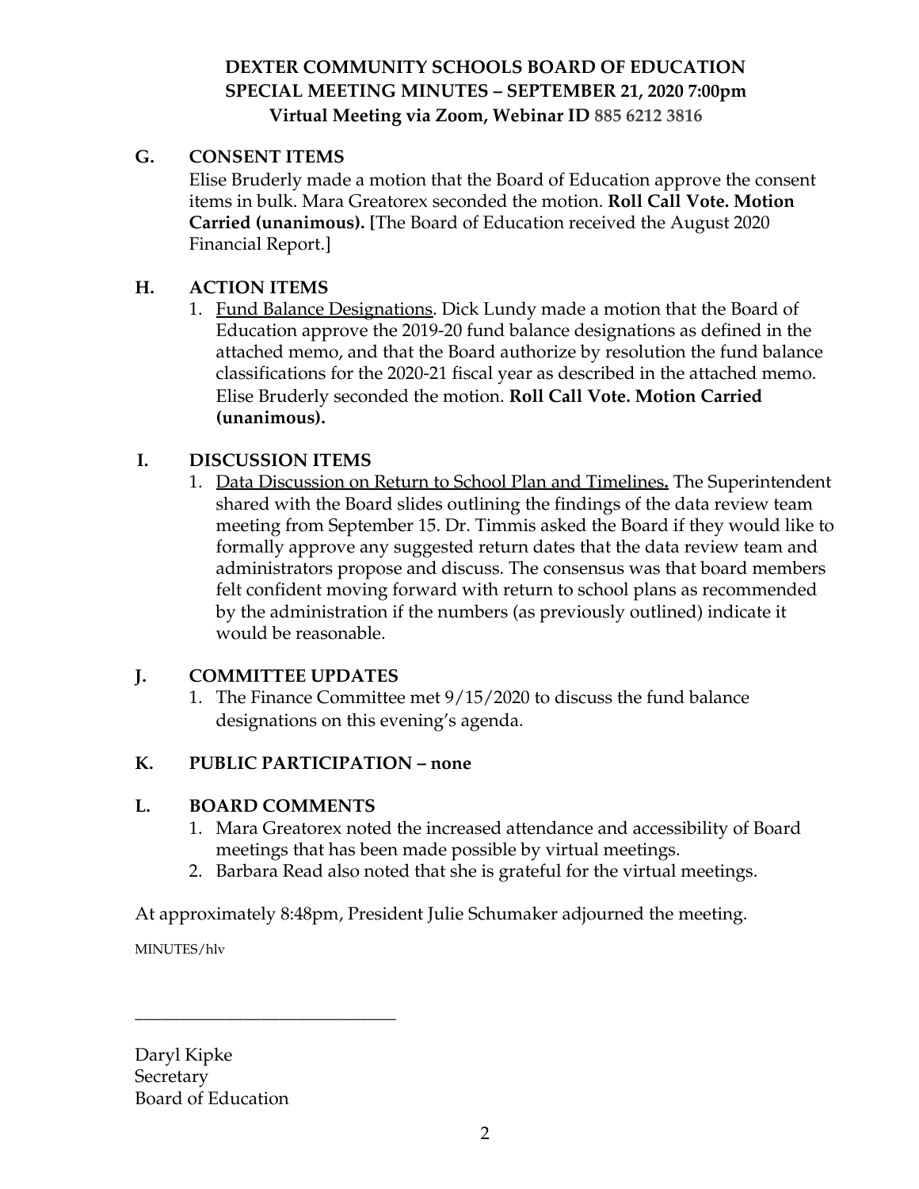# DEXTER COMMUNITY SCHOOLS BOARD OF EDUCATION
## SPECIAL MEETING MINUTES – SEPTEMBER 21, 2020 7:00pm
### Virtual Meeting via Zoom, Webinar ID 885 6212 3816

## G. CONSENT ITEMS

Elise Bruderly made a motion that the Board of Education approve the consent items in bulk. Mara Greatorex seconded the motion. **Roll Call Vote. Motion Carried (unanimous).** [The Board of Education received the August 2020 Financial Report.]

## H. ACTION ITEMS

1. Fund Balance Designations. Dick Lundy made a motion that the Board of Education approve the 2019-20 fund balance designations as defined in the attached memo, and that the Board authorize by resolution the fund balance classifications for the 2020-21 fiscal year as described in the attached memo. Elise Bruderly seconded the motion. **Roll Call Vote. Motion Carried (unanimous).**

## I. DISCUSSION ITEMS

1. Data Discussion on Return to School Plan and Timelines. The Superintendent shared with the Board slides outlining the findings of the data review team meeting from September 15. Dr. Timmis asked the Board if they would like to formally approve any suggested return dates that the data review team and administrators propose and discuss. The consensus was that board members felt confident moving forward with return to school plans as recommended by the administration if the numbers (as previously outlined) indicate it would be reasonable.

## J. COMMITTEE UPDATES

1. The Finance Committee met 9/15/2020 to discuss the fund balance designations on this evening's agenda.

## K. PUBLIC PARTICIPATION – none

## L. BOARD COMMENTS

1. Mara Greatorex noted the increased attendance and accessibility of Board meetings that has been made possible by virtual meetings.
2. Barbara Read also noted that she is grateful for the virtual meetings.

At approximately 8:48pm, President Julie Schumaker adjourned the meeting.

MINUTES/hlv

______________________________

Daryl Kipke
Secretary
Board of Education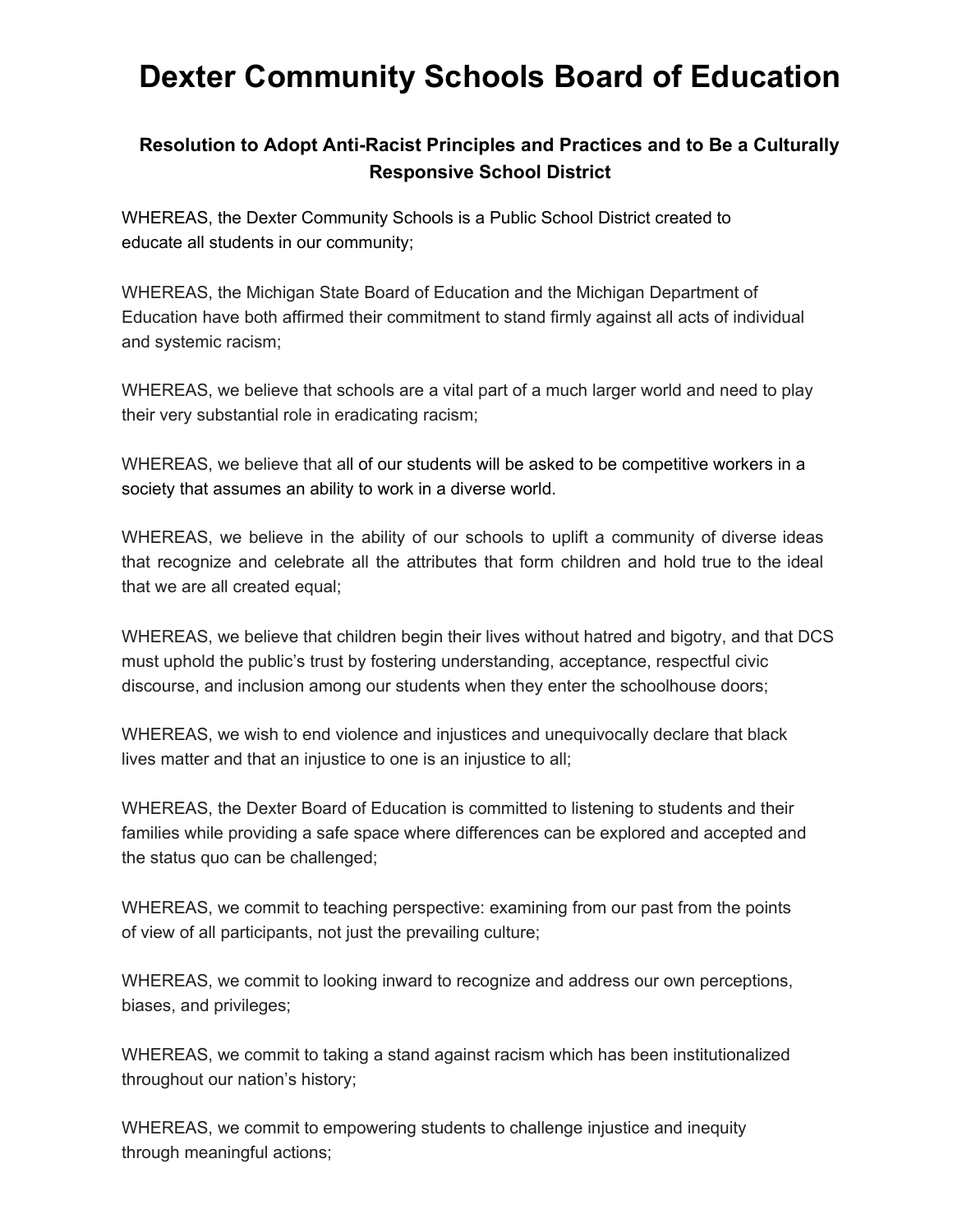# Dexter Community Schools Board of Education

### Resolution to Adopt Anti-Racist Principles and Practices and to Be a Culturally Responsive School District

WHEREAS, the Dexter Community Schools is a Public School District created to educate all students in our community;

WHEREAS, the Michigan State Board of Education and the Michigan Department of Education have both affirmed their commitment to stand firmly against all acts of individual and systemic racism;

WHEREAS, we believe that schools are a vital part of a much larger world and need to play their very substantial role in eradicating racism;

WHEREAS, we believe that all of our students will be asked to be competitive workers in a society that assumes an ability to work in a diverse world.

WHEREAS, we believe in the ability of our schools to uplift a community of diverse ideas that recognize and celebrate all the attributes that form children and hold true to the ideal that we are all created equal;

WHEREAS, we believe that children begin their lives without hatred and bigotry, and that DCS must uphold the public's trust by fostering understanding, acceptance, respectful civic discourse, and inclusion among our students when they enter the schoolhouse doors;

WHEREAS, we wish to end violence and injustices and unequivocally declare that black lives matter and that an injustice to one is an injustice to all;

WHEREAS, the Dexter Board of Education is committed to listening to students and their families while providing a safe space where differences can be explored and accepted and the status quo can be challenged;

WHEREAS, we commit to teaching perspective: examining from our past from the points of view of all participants, not just the prevailing culture;

WHEREAS, we commit to looking inward to recognize and address our own perceptions, biases, and privileges;

WHEREAS, we commit to taking a stand against racism which has been institutionalized throughout our nation's history;

WHEREAS, we commit to empowering students to challenge injustice and inequity through meaningful actions;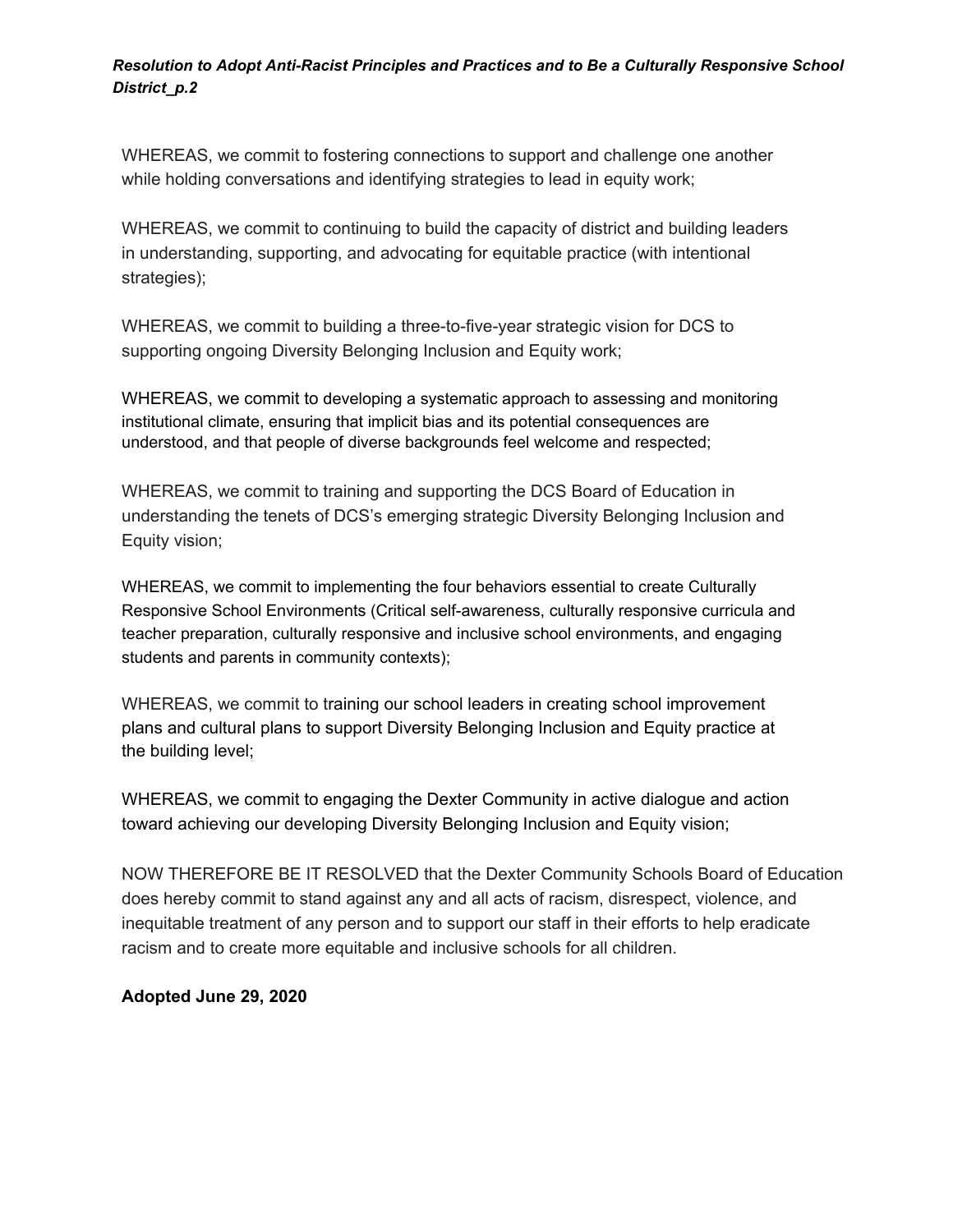WHEREAS, we commit to fostering connections to support and challenge one another while holding conversations and identifying strategies to lead in equity work;

WHEREAS, we commit to continuing to build the capacity of district and building leaders in understanding, supporting, and advocating for equitable practice (with intentional strategies);

WHEREAS, we commit to building a three-to-five-year strategic vision for DCS to supporting ongoing Diversity Belonging Inclusion and Equity work;

WHEREAS, we commit to developing a systematic approach to assessing and monitoring institutional climate, ensuring that implicit bias and its potential consequences are understood, and that people of diverse backgrounds feel welcome and respected;

WHEREAS, we commit to training and supporting the DCS Board of Education in understanding the tenets of DCS's emerging strategic Diversity Belonging Inclusion and Equity vision;

WHEREAS, we commit to implementing the four behaviors essential to create Culturally Responsive School Environments (Critical self-awareness, culturally responsive curricula and teacher preparation, culturally responsive and inclusive school environments, and engaging students and parents in community contexts);

WHEREAS, we commit to training our school leaders in creating school improvement plans and cultural plans to support Diversity Belonging Inclusion and Equity practice at the building level;

WHEREAS, we commit to engaging the Dexter Community in active dialogue and action toward achieving our developing Diversity Belonging Inclusion and Equity vision;

NOW THEREFORE BE IT RESOLVED that the Dexter Community Schools Board of Education does hereby commit to stand against any and all acts of racism, disrespect, violence, and inequitable treatment of any person and to support our staff in their efforts to help eradicate racism and to create more equitable and inclusive schools for all children.

**Adopted June 29, 2020**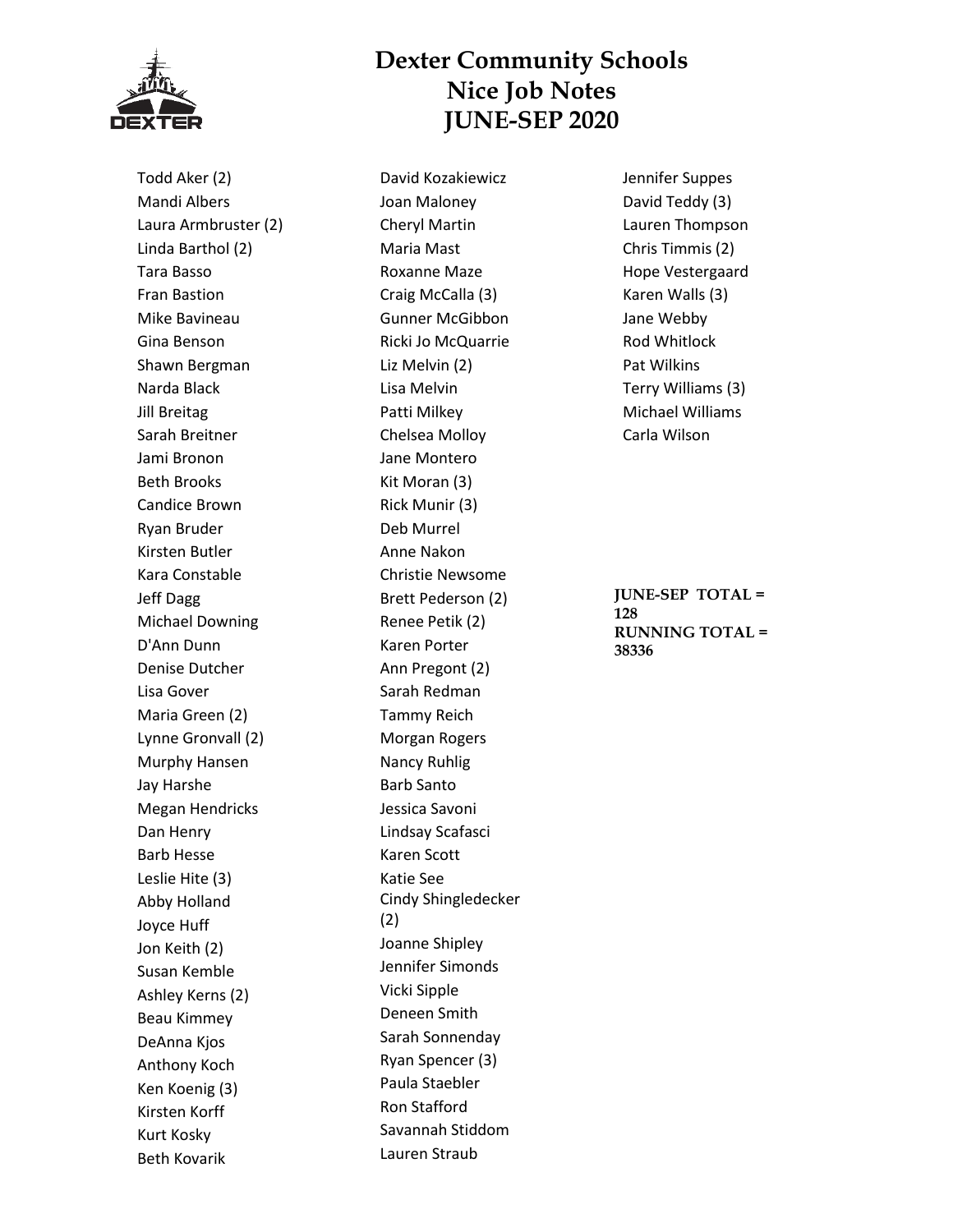# Dexter Community Schools
## Nice Job Notes
## JUNE-SEP 2020

Todd Aker (2)
Mandi Albers
Laura Armbruster (2)
Linda Barthol (2)
Tara Basso
Fran Bastion
Mike Bavineau
Gina Benson
Shawn Bergman
Narda Black
Jill Breitag
Sarah Breitner
Jami Bronon
Beth Brooks
Candice Brown
Ryan Bruder
Kirsten Butler
Kara Constable
Jeff Dagg
Michael Downing
D'Ann Dunn
Denise Dutcher
Lisa Gover
Maria Green (2)
Lynne Gronvall (2)
Murphy Hansen
Jay Harshe
Megan Hendricks
Dan Henry
Barb Hesse
Leslie Hite (3)
Abby Holland
Joyce Huff
Jon Keith (2)
Susan Kemble
Ashley Kerns (2)
Beau Kimmey
DeAnna Kjos
Anthony Koch
Ken Koenig (3)
Kirsten Korff
Kurt Kosky
Beth Kovarik
David Kozakiewicz
Joan Maloney
Cheryl Martin
Maria Mast
Roxanne Maze
Craig McCalla (3)
Gunner McGibbon
Ricki Jo McQuarrie
Liz Melvin (2)
Lisa Melvin
Patti Milkey
Chelsea Molloy
Jane Montero
Kit Moran (3)
Rick Munir (3)
Deb Murrel
Anne Nakon
Christie Newsome
Brett Pederson (2)
Renee Petik (2)
Karen Porter
Ann Pregont (2)
Sarah Redman
Tammy Reich
Morgan Rogers
Nancy Ruhlig
Barb Santo
Jessica Savoni
Lindsay Scafasci
Karen Scott
Katie See
Cindy Shingledecker (2)
Joanne Shipley
Jennifer Simonds
Vicki Sipple
Deneen Smith
Sarah Sonnenday
Ryan Spencer (3)
Paula Staebler
Ron Stafford
Savannah Stiddom
Lauren Straub
Jennifer Suppes
David Teddy (3)
Lauren Thompson
Chris Timmis (2)
Hope Vestergaard
Karen Walls (3)
Jane Webby
Rod Whitlock
Pat Wilkins
Terry Williams (3)
Michael Williams
Carla Wilson

**JUNE-SEP TOTAL = 128**
**RUNNING TOTAL = 38336**